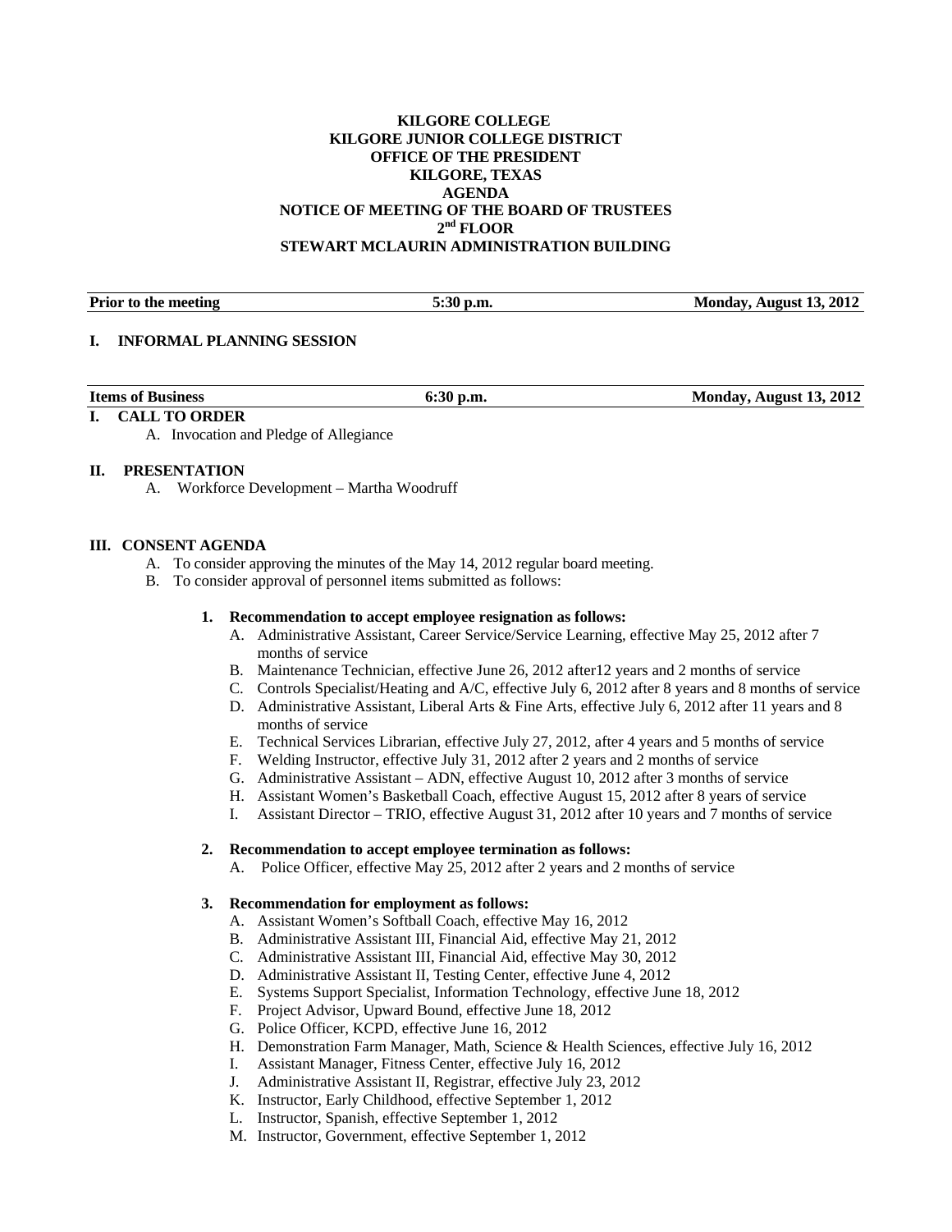**KILGORE COLLEGE**
**KILGORE JUNIOR COLLEGE DISTRICT**
**OFFICE OF THE PRESIDENT**
**KILGORE, TEXAS**
**AGENDA**
**NOTICE OF MEETING OF THE BOARD OF TRUSTEES**
**2nd FLOOR**
**STEWART MCLAURIN ADMINISTRATION BUILDING**

| **Prior to the meeting** | **5:30 p.m.** | **Monday, August 13, 2012** |
|---|---|---|

## I. INFORMAL PLANNING SESSION

| **Items of Business** | **6:30 p.m.** | **Monday, August 13, 2012** |
|---|---|---|

## I. CALL TO ORDER

A. Invocation and Pledge of Allegiance

## II. PRESENTATION

A. Workforce Development – Martha Woodruff

## III. CONSENT AGENDA

A. To consider approving the minutes of the May 14, 2012 regular board meeting.

B. To consider approval of personnel items submitted as follows:

**1. Recommendation to accept employee resignation as follows:**

A. Administrative Assistant, Career Service/Service Learning, effective May 25, 2012 after 7 months of service

B. Maintenance Technician, effective June 26, 2012 after12 years and 2 months of service

C. Controls Specialist/Heating and A/C, effective July 6, 2012 after 8 years and 8 months of service

D. Administrative Assistant, Liberal Arts & Fine Arts, effective July 6, 2012 after 11 years and 8 months of service

E. Technical Services Librarian, effective July 27, 2012, after 4 years and 5 months of service

F. Welding Instructor, effective July 31, 2012 after 2 years and 2 months of service

G. Administrative Assistant – ADN, effective August 10, 2012 after 3 months of service

H. Assistant Women's Basketball Coach, effective August 15, 2012 after 8 years of service

I. Assistant Director – TRIO, effective August 31, 2012 after 10 years and 7 months of service

**2. Recommendation to accept employee termination as follows:**

A. Police Officer, effective May 25, 2012 after 2 years and 2 months of service

**3. Recommendation for employment as follows:**

A. Assistant Women's Softball Coach, effective May 16, 2012

B. Administrative Assistant III, Financial Aid, effective May 21, 2012

C. Administrative Assistant III, Financial Aid, effective May 30, 2012

D. Administrative Assistant II, Testing Center, effective June 4, 2012

E. Systems Support Specialist, Information Technology, effective June 18, 2012

F. Project Advisor, Upward Bound, effective June 18, 2012

G. Police Officer, KCPD, effective June 16, 2012

H. Demonstration Farm Manager, Math, Science & Health Sciences, effective July 16, 2012

I. Assistant Manager, Fitness Center, effective July 16, 2012

J. Administrative Assistant II, Registrar, effective July 23, 2012

K. Instructor, Early Childhood, effective September 1, 2012

L. Instructor, Spanish, effective September 1, 2012

M. Instructor, Government, effective September 1, 2012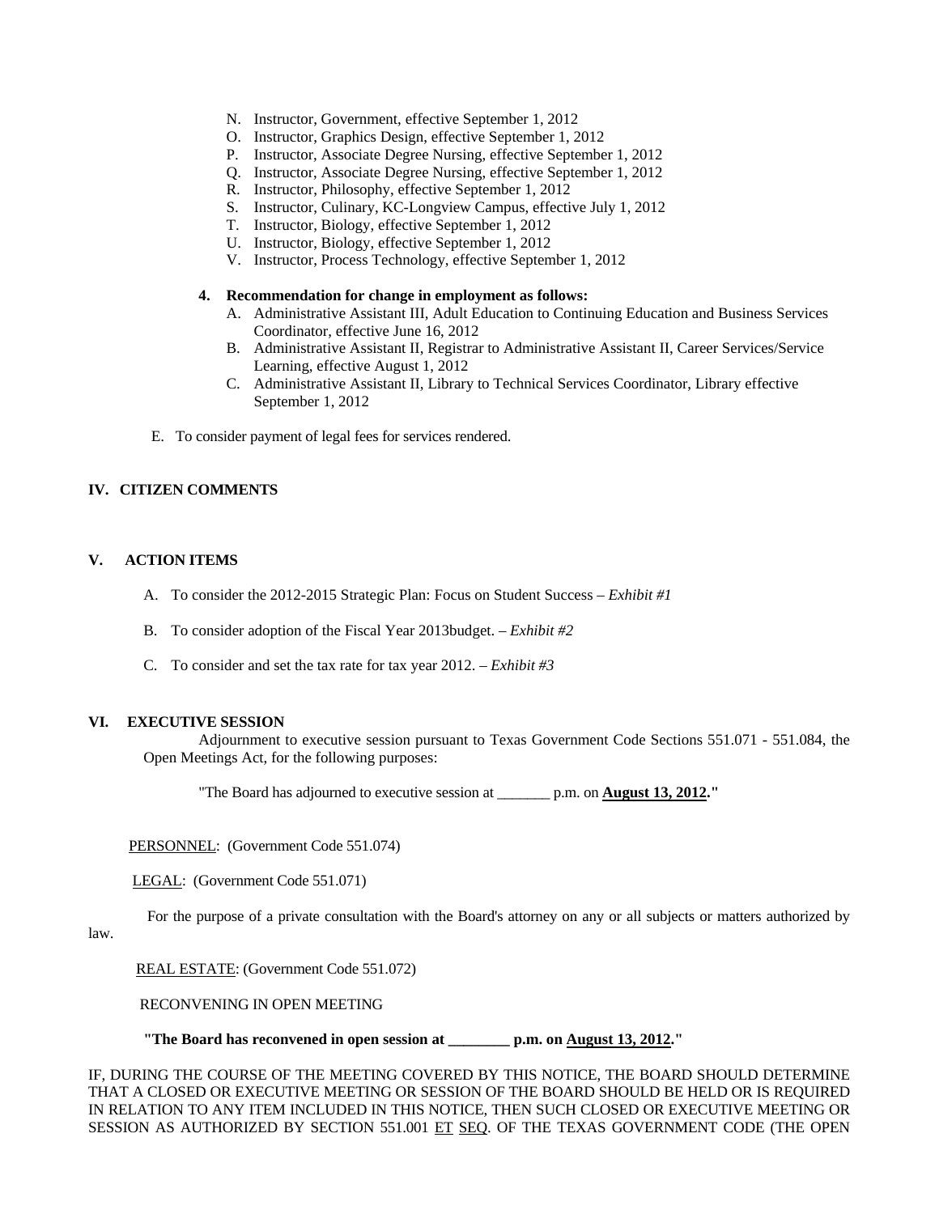N. Instructor, Government, effective September 1, 2012
O. Instructor, Graphics Design, effective September 1, 2012
P. Instructor, Associate Degree Nursing, effective September 1, 2012
Q. Instructor, Associate Degree Nursing, effective September 1, 2012
R. Instructor, Philosophy, effective September 1, 2012
S. Instructor, Culinary, KC-Longview Campus, effective July 1, 2012
T. Instructor, Biology, effective September 1, 2012
U. Instructor, Biology, effective September 1, 2012
V. Instructor, Process Technology, effective September 1, 2012

**4. Recommendation for change in employment as follows:**

A. Administrative Assistant III, Adult Education to Continuing Education and Business Services Coordinator, effective June 16, 2012
B. Administrative Assistant II, Registrar to Administrative Assistant II, Career Services/Service Learning, effective August 1, 2012
C. Administrative Assistant II, Library to Technical Services Coordinator, Library effective September 1, 2012

E. To consider payment of legal fees for services rendered.

## IV. CITIZEN COMMENTS

## V. ACTION ITEMS

A. To consider the 2012-2015 Strategic Plan: Focus on Student Success – *Exhibit #1*

B. To consider adoption of the Fiscal Year 2013budget. – *Exhibit #2*

C. To consider and set the tax rate for tax year 2012. – *Exhibit #3*

## VI. EXECUTIVE SESSION

Adjournment to executive session pursuant to Texas Government Code Sections 551.071 - 551.084, the Open Meetings Act, for the following purposes:

"The Board has adjourned to executive session at _______ p.m. on **August 13, 2012**."

PERSONNEL: (Government Code 551.074)

LEGAL: (Government Code 551.071)

For the purpose of a private consultation with the Board's attorney on any or all subjects or matters authorized by law.

REAL ESTATE: (Government Code 551.072)

RECONVENING IN OPEN MEETING

**"The Board has reconvened in open session at ________ p.m. on August 13, 2012."**

IF, DURING THE COURSE OF THE MEETING COVERED BY THIS NOTICE, THE BOARD SHOULD DETERMINE THAT A CLOSED OR EXECUTIVE MEETING OR SESSION OF THE BOARD SHOULD BE HELD OR IS REQUIRED IN RELATION TO ANY ITEM INCLUDED IN THIS NOTICE, THEN SUCH CLOSED OR EXECUTIVE MEETING OR SESSION AS AUTHORIZED BY SECTION 551.001 ET SEQ. OF THE TEXAS GOVERNMENT CODE (THE OPEN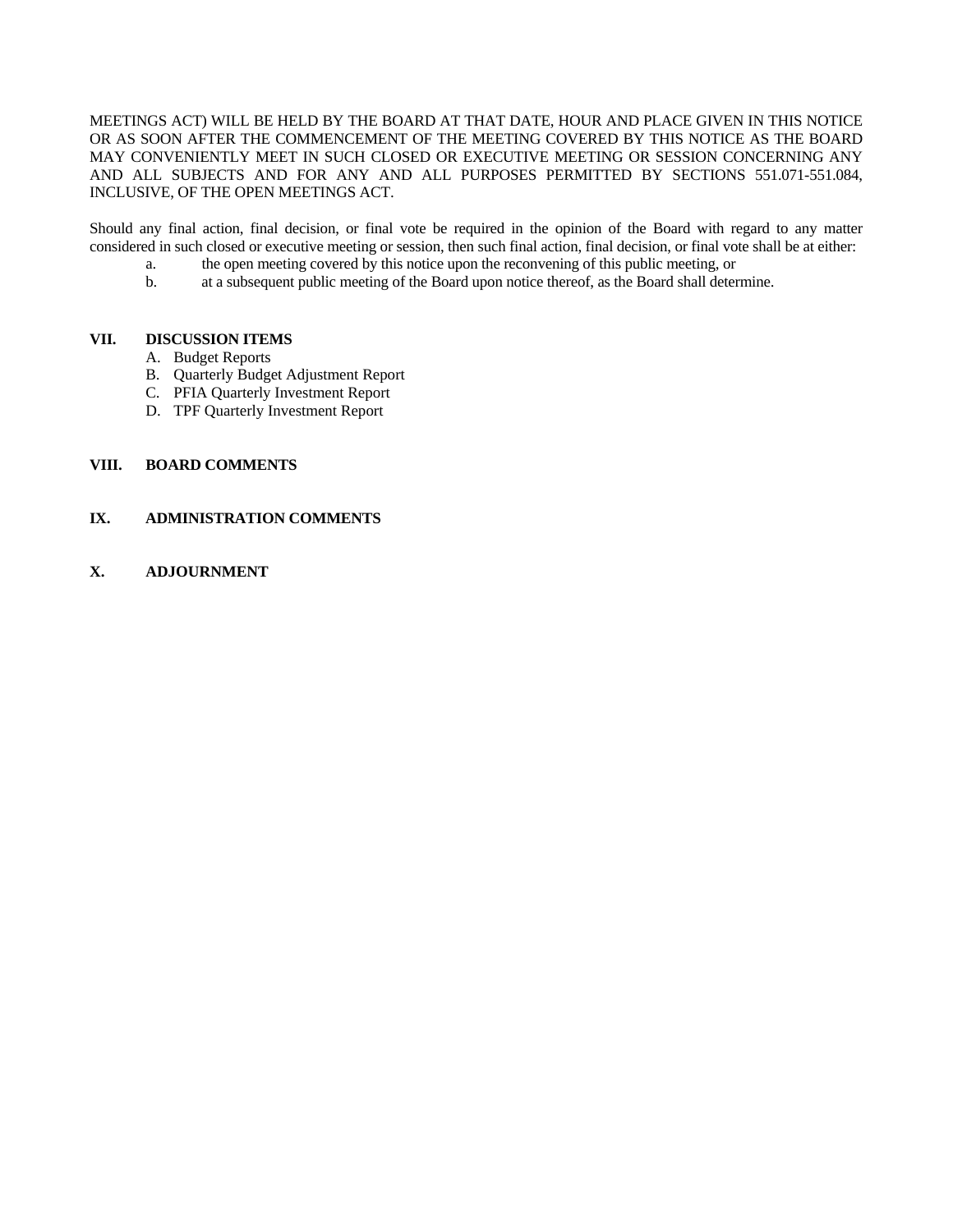MEETINGS ACT) WILL BE HELD BY THE BOARD AT THAT DATE, HOUR AND PLACE GIVEN IN THIS NOTICE OR AS SOON AFTER THE COMMENCEMENT OF THE MEETING COVERED BY THIS NOTICE AS THE BOARD MAY CONVENIENTLY MEET IN SUCH CLOSED OR EXECUTIVE MEETING OR SESSION CONCERNING ANY AND ALL SUBJECTS AND FOR ANY AND ALL PURPOSES PERMITTED BY SECTIONS 551.071-551.084, INCLUSIVE, OF THE OPEN MEETINGS ACT.

Should any final action, final decision, or final vote be required in the opinion of the Board with regard to any matter considered in such closed or executive meeting or session, then such final action, final decision, or final vote shall be at either:

a. the open meeting covered by this notice upon the reconvening of this public meeting, or
b. at a subsequent public meeting of the Board upon notice thereof, as the Board shall determine.

**VII. DISCUSSION ITEMS**

A. Budget Reports
B. Quarterly Budget Adjustment Report
C. PFIA Quarterly Investment Report
D. TPF Quarterly Investment Report

**VIII. BOARD COMMENTS**

**IX. ADMINISTRATION COMMENTS**

**X. ADJOURNMENT**